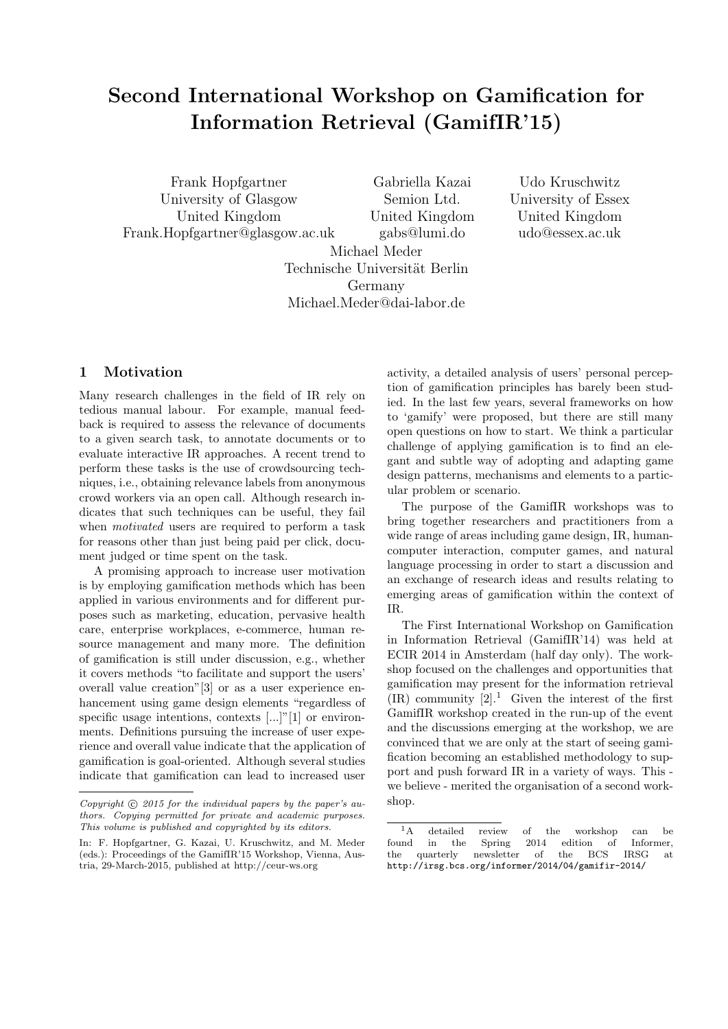# Second International Workshop on Gamification for Information Retrieval (GamifIR'15)

Frank Hopfgartner
University of Glasgow
United Kingdom
Frank.Hopfgartner@glasgow.ac.uk

Gabriella Kazai
Semion Ltd.
United Kingdom
gabs@lumi.do

Udo Kruschwitz
University of Essex
United Kingdom
udo@essex.ac.uk

Michael Meder
Technische Universität Berlin
Germany
Michael.Meder@dai-labor.de

## 1 Motivation

Many research challenges in the field of IR rely on tedious manual labour. For example, manual feedback is required to assess the relevance of documents to a given search task, to annotate documents or to evaluate interactive IR approaches. A recent trend to perform these tasks is the use of crowdsourcing techniques, i.e., obtaining relevance labels from anonymous crowd workers via an open call. Although research indicates that such techniques can be useful, they fail when *motivated* users are required to perform a task for reasons other than just being paid per click, document judged or time spent on the task.

A promising approach to increase user motivation is by employing gamification methods which has been applied in various environments and for different purposes such as marketing, education, pervasive health care, enterprise workplaces, e-commerce, human resource management and many more. The definition of gamification is still under discussion, e.g., whether it covers methods "to facilitate and support the users' overall value creation"[3] or as a user experience enhancement using game design elements "regardless of specific usage intentions, contexts [...]"[1] or environments. Definitions pursuing the increase of user experience and overall value indicate that the application of gamification is goal-oriented. Although several studies indicate that gamification can lead to increased user activity, a detailed analysis of users' personal perception of gamification principles has barely been studied. In the last few years, several frameworks on how to 'gamify' were proposed, but there are still many open questions on how to start. We think a particular challenge of applying gamification is to find an elegant and subtle way of adopting and adapting game design patterns, mechanisms and elements to a particular problem or scenario.

The purpose of the GamifIR workshops was to bring together researchers and practitioners from a wide range of areas including game design, IR, human-computer interaction, computer games, and natural language processing in order to start a discussion and an exchange of research ideas and results relating to emerging areas of gamification within the context of IR.

The First International Workshop on Gamification in Information Retrieval (GamifIR'14) was held at ECIR 2014 in Amsterdam (half day only). The workshop focused on the challenges and opportunities that gamification may present for the information retrieval (IR) community [2].[1] Given the interest of the first GamifIR workshop created in the run-up of the event and the discussions emerging at the workshop, we are convinced that we are only at the start of seeing gamification becoming an established methodology to support and push forward IR in a variety of ways. This - we believe - merited the organisation of a second workshop.

*Copyright © 2015 for the individual papers by the paper's authors. Copying permitted for private and academic purposes. This volume is published and copyrighted by its editors.*

In: F. Hopfgartner, G. Kazai, U. Kruschwitz, and M. Meder (eds.): Proceedings of the GamifIR'15 Workshop, Vienna, Austria, 29-March-2015, published at http://ceur-ws.org

[1] A detailed review of the workshop can be found in the Spring 2014 edition of Informer, the quarterly newsletter of the BCS IRSG at `http://irsg.bcs.org/informer/2014/04/gamifir-2014/`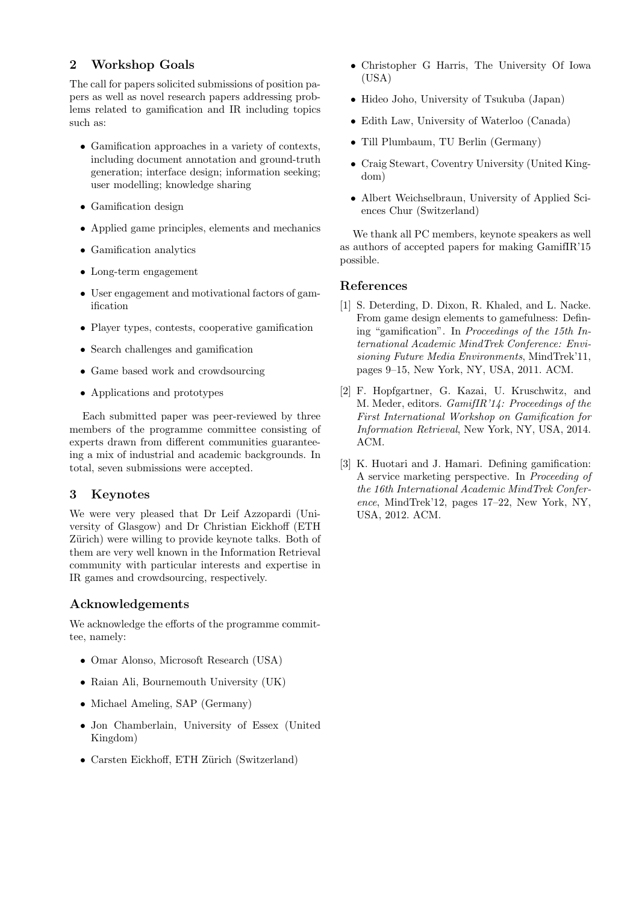## 2 Workshop Goals

The call for papers solicited submissions of position papers as well as novel research papers addressing problems related to gamification and IR including topics such as:

- Gamification approaches in a variety of contexts, including document annotation and ground-truth generation; interface design; information seeking; user modelling; knowledge sharing
- Gamification design
- Applied game principles, elements and mechanics
- Gamification analytics
- Long-term engagement
- User engagement and motivational factors of gamification
- Player types, contests, cooperative gamification
- Search challenges and gamification
- Game based work and crowdsourcing
- Applications and prototypes

Each submitted paper was peer-reviewed by three members of the programme committee consisting of experts drawn from different communities guaranteeing a mix of industrial and academic backgrounds. In total, seven submissions were accepted.

## 3 Keynotes

We were very pleased that Dr Leif Azzopardi (University of Glasgow) and Dr Christian Eickhoff (ETH Zürich) were willing to provide keynote talks. Both of them are very well known in the Information Retrieval community with particular interests and expertise in IR games and crowdsourcing, respectively.

### Acknowledgements

We acknowledge the efforts of the programme committee, namely:

- Omar Alonso, Microsoft Research (USA)
- Raian Ali, Bournemouth University (UK)
- Michael Ameling, SAP (Germany)
- Jon Chamberlain, University of Essex (United Kingdom)
- Carsten Eickhoff, ETH Zürich (Switzerland)
- Christopher G Harris, The University Of Iowa (USA)
- Hideo Joho, University of Tsukuba (Japan)
- Edith Law, University of Waterloo (Canada)
- Till Plumbaum, TU Berlin (Germany)
- Craig Stewart, Coventry University (United Kingdom)
- Albert Weichselbraun, University of Applied Sciences Chur (Switzerland)

We thank all PC members, keynote speakers as well as authors of accepted papers for making GamifIR'15 possible.

### References

[1] S. Deterding, D. Dixon, R. Khaled, and L. Nacke. From game design elements to gamefulness: Defining "gamification". In *Proceedings of the 15th International Academic MindTrek Conference: Envisioning Future Media Environments*, MindTrek'11, pages 9–15, New York, NY, USA, 2011. ACM.

[2] F. Hopfgartner, G. Kazai, U. Kruschwitz, and M. Meder, editors. *GamifIR'14: Proceedings of the First International Workshop on Gamification for Information Retrieval*, New York, NY, USA, 2014. ACM.

[3] K. Huotari and J. Hamari. Defining gamification: A service marketing perspective. In *Proceeding of the 16th International Academic MindTrek Conference*, MindTrek'12, pages 17–22, New York, NY, USA, 2012. ACM.